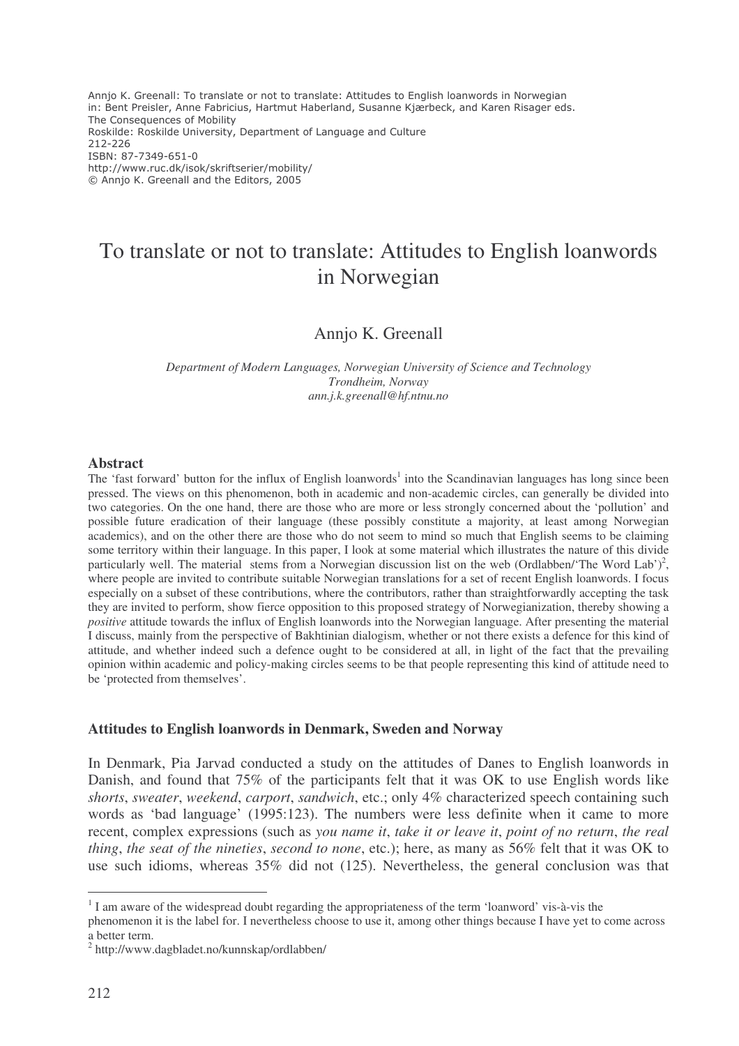Annjo K. Greenall: To translate or not to translate: Attitudes to English loanwords in Norwegian
in: Bent Preisler, Anne Fabricius, Hartmut Haberland, Susanne Kjærbeck, and Karen Risager eds.
The Consequences of Mobility
Roskilde: Roskilde University, Department of Language and Culture
212-226
ISBN: 87-7349-651-0
http://www.ruc.dk/isok/skriftserier/mobility/
© Annjo K. Greenall and the Editors, 2005

# To translate or not to translate: Attitudes to English loanwords in Norwegian

Annjo K. Greenall

*Department of Modern Languages, Norwegian University of Science and Technology*
*Trondheim, Norway*
*ann.j.k.greenall@hf.ntnu.no*

## Abstract

The 'fast forward' button for the influx of English loanwords[1] into the Scandinavian languages has long since been pressed. The views on this phenomenon, both in academic and non-academic circles, can generally be divided into two categories. On the one hand, there are those who are more or less strongly concerned about the 'pollution' and possible future eradication of their language (these possibly constitute a majority, at least among Norwegian academics), and on the other there are those who do not seem to mind so much that English seems to be claiming some territory within their language. In this paper, I look at some material which illustrates the nature of this divide particularly well. The material stems from a Norwegian discussion list on the web (Ordlabben/'The Word Lab')[2], where people are invited to contribute suitable Norwegian translations for a set of recent English loanwords. I focus especially on a subset of these contributions, where the contributors, rather than straightforwardly accepting the task they are invited to perform, show fierce opposition to this proposed strategy of Norwegianization, thereby showing a *positive* attitude towards the influx of English loanwords into the Norwegian language. After presenting the material I discuss, mainly from the perspective of Bakhtinian dialogism, whether or not there exists a defence for this kind of attitude, and whether indeed such a defence ought to be considered at all, in light of the fact that the prevailing opinion within academic and policy-making circles seems to be that people representing this kind of attitude need to be 'protected from themselves'.

## Attitudes to English loanwords in Denmark, Sweden and Norway

In Denmark, Pia Jarvad conducted a study on the attitudes of Danes to English loanwords in Danish, and found that 75% of the participants felt that it was OK to use English words like *shorts*, *sweater*, *weekend*, *carport*, *sandwich*, etc.; only 4% characterized speech containing such words as 'bad language' (1995:123). The numbers were less definite when it came to more recent, complex expressions (such as *you name it*, *take it or leave it*, *point of no return*, *the real thing*, *the seat of the nineties*, *second to none*, etc.); here, as many as 56% felt that it was OK to use such idioms, whereas 35% did not (125). Nevertheless, the general conclusion was that

---

[1] I am aware of the widespread doubt regarding the appropriateness of the term 'loanword' vis-à-vis the phenomenon it is the label for. I nevertheless choose to use it, among other things because I have yet to come across a better term.

[2] http://www.dagbladet.no/kunnskap/ordlabben/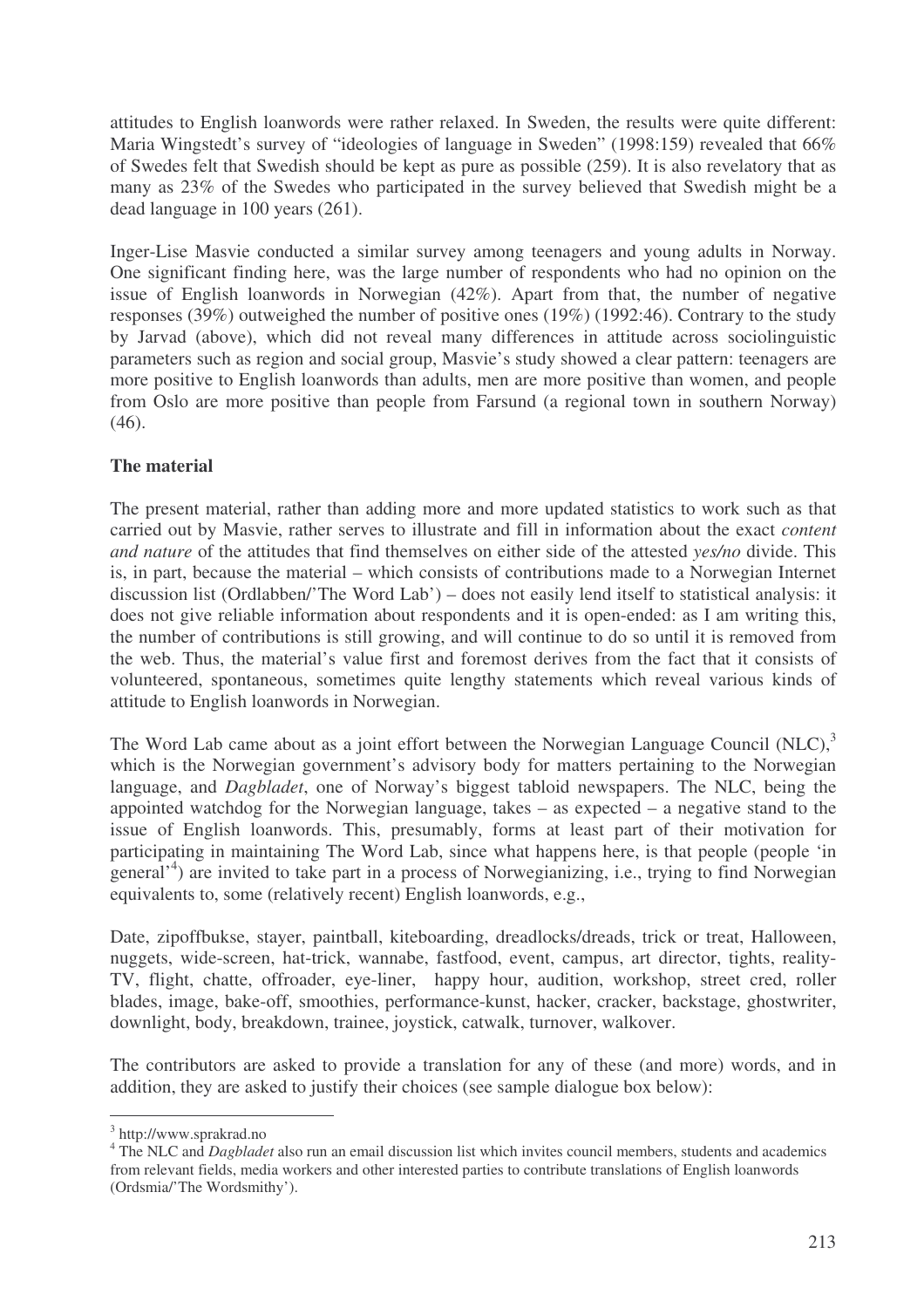attitudes to English loanwords were rather relaxed. In Sweden, the results were quite different: Maria Wingstedt's survey of "ideologies of language in Sweden" (1998:159) revealed that 66% of Swedes felt that Swedish should be kept as pure as possible (259). It is also revelatory that as many as 23% of the Swedes who participated in the survey believed that Swedish might be a dead language in 100 years (261).

Inger-Lise Masvie conducted a similar survey among teenagers and young adults in Norway. One significant finding here, was the large number of respondents who had no opinion on the issue of English loanwords in Norwegian (42%). Apart from that, the number of negative responses (39%) outweighed the number of positive ones (19%) (1992:46). Contrary to the study by Jarvad (above), which did not reveal many differences in attitude across sociolinguistic parameters such as region and social group, Masvie's study showed a clear pattern: teenagers are more positive to English loanwords than adults, men are more positive than women, and people from Oslo are more positive than people from Farsund (a regional town in southern Norway) (46).

**The material**

The present material, rather than adding more and more updated statistics to work such as that carried out by Masvie, rather serves to illustrate and fill in information about the exact *content and nature* of the attitudes that find themselves on either side of the attested *yes/no* divide. This is, in part, because the material – which consists of contributions made to a Norwegian Internet discussion list (Ordlabben/'The Word Lab') – does not easily lend itself to statistical analysis: it does not give reliable information about respondents and it is open-ended: as I am writing this, the number of contributions is still growing, and will continue to do so until it is removed from the web. Thus, the material's value first and foremost derives from the fact that it consists of volunteered, spontaneous, sometimes quite lengthy statements which reveal various kinds of attitude to English loanwords in Norwegian.

The Word Lab came about as a joint effort between the Norwegian Language Council (NLC),[3] which is the Norwegian government's advisory body for matters pertaining to the Norwegian language, and *Dagbladet*, one of Norway's biggest tabloid newspapers. The NLC, being the appointed watchdog for the Norwegian language, takes – as expected – a negative stand to the issue of English loanwords. This, presumably, forms at least part of their motivation for participating in maintaining The Word Lab, since what happens here, is that people (people 'in general'[4]) are invited to take part in a process of Norwegianizing, i.e., trying to find Norwegian equivalents to, some (relatively recent) English loanwords, e.g.,

Date, zipoffbukse, stayer, paintball, kiteboarding, dreadlocks/dreads, trick or treat, Halloween, nuggets, wide-screen, hat-trick, wannabe, fastfood, event, campus, art director, tights, reality-TV, flight, chatte, offroader, eye-liner, happy hour, audition, workshop, street cred, roller blades, image, bake-off, smoothies, performance-kunst, hacker, cracker, backstage, ghostwriter, downlight, body, breakdown, trainee, joystick, catwalk, turnover, walkover.

The contributors are asked to provide a translation for any of these (and more) words, and in addition, they are asked to justify their choices (see sample dialogue box below):

---

[3] http://www.sprakrad.no

[4] The NLC and *Dagbladet* also run an email discussion list which invites council members, students and academics from relevant fields, media workers and other interested parties to contribute translations of English loanwords (Ordsmia/'The Wordsmithy').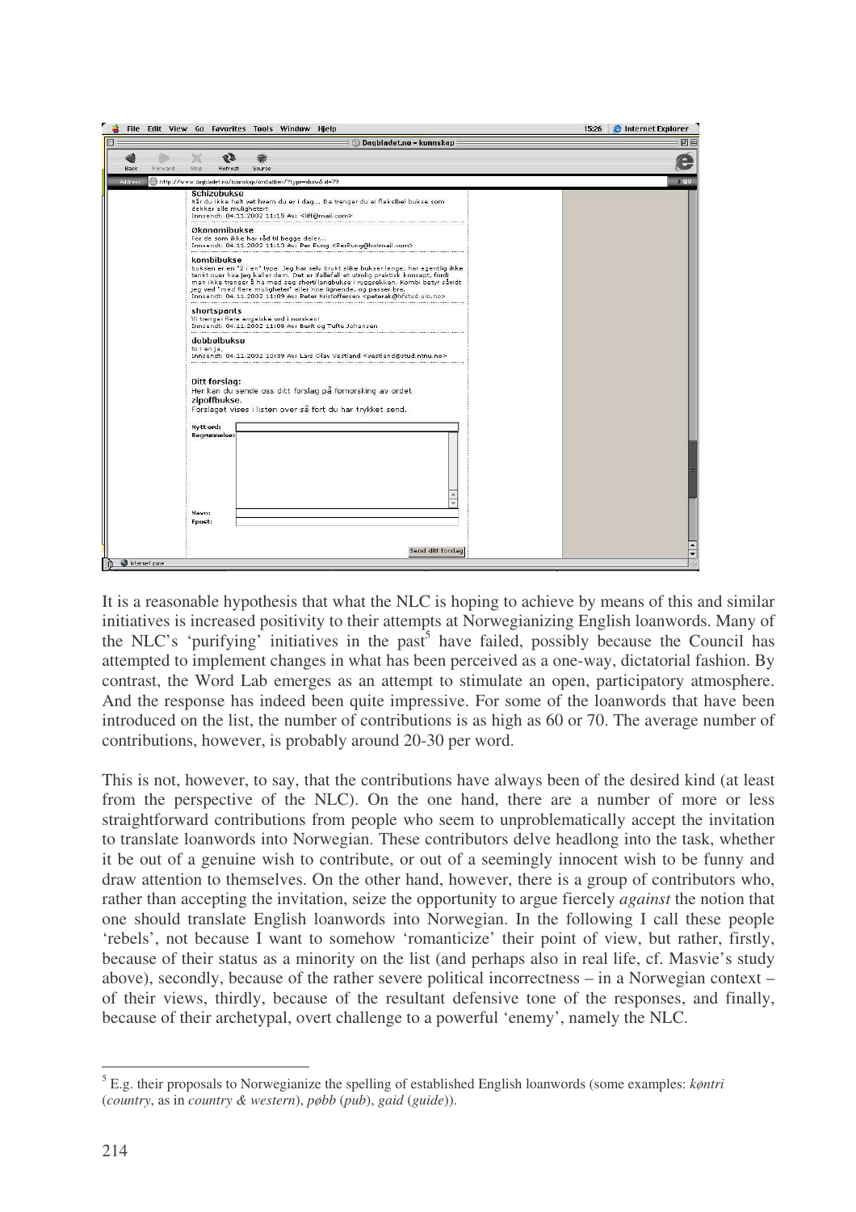It is a reasonable hypothesis that what the NLC is hoping to achieve by means of this and similar initiatives is increased positivity to their attempts at Norwegianizing English loanwords. Many of the NLC's 'purifying' initiatives in the past[5] have failed, possibly because the Council has attempted to implement changes in what has been perceived as a one-way, dictatorial fashion. By contrast, the Word Lab emerges as an attempt to stimulate an open, participatory atmosphere. And the response has indeed been quite impressive. For some of the loanwords that have been introduced on the list, the number of contributions is as high as 60 or 70. The average number of contributions, however, is probably around 20-30 per word.

This is not, however, to say, that the contributions have always been of the desired kind (at least from the perspective of the NLC). On the one hand, there are a number of more or less straightforward contributions from people who seem to unproblematically accept the invitation to translate loanwords into Norwegian. These contributors delve headlong into the task, whether it be out of a genuine wish to contribute, or out of a seemingly innocent wish to be funny and draw attention to themselves. On the other hand, however, there is a group of contributors who, rather than accepting the invitation, seize the opportunity to argue fiercely *against* the notion that one should translate English loanwords into Norwegian. In the following I call these people 'rebels', not because I want to somehow 'romanticize' their point of view, but rather, firstly, because of their status as a minority on the list (and perhaps also in real life, cf. Masvie's study above), secondly, because of the rather severe political incorrectness – in a Norwegian context – of their views, thirdly, because of the resultant defensive tone of the responses, and finally, because of their archetypal, overt challenge to a powerful 'enemy', namely the NLC.

[5] E.g. their proposals to Norwegianize the spelling of established English loanwords (some examples: *køntri* (*country*, as in *country & western*), *pøbb* (*pub*), *gaid* (*guide*)).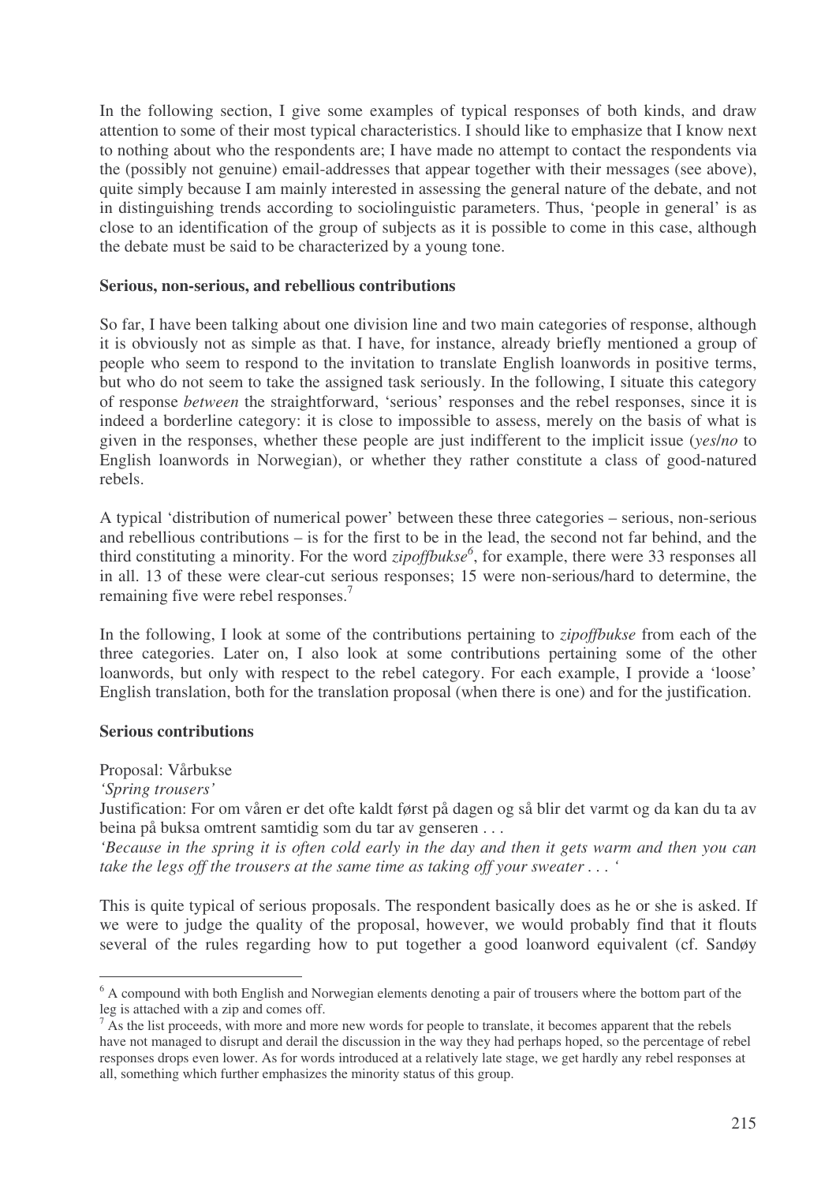In the following section, I give some examples of typical responses of both kinds, and draw attention to some of their most typical characteristics. I should like to emphasize that I know next to nothing about who the respondents are; I have made no attempt to contact the respondents via the (possibly not genuine) email-addresses that appear together with their messages (see above), quite simply because I am mainly interested in assessing the general nature of the debate, and not in distinguishing trends according to sociolinguistic parameters. Thus, 'people in general' is as close to an identification of the group of subjects as it is possible to come in this case, although the debate must be said to be characterized by a young tone.

**Serious, non-serious, and rebellious contributions**

So far, I have been talking about one division line and two main categories of response, although it is obviously not as simple as that. I have, for instance, already briefly mentioned a group of people who seem to respond to the invitation to translate English loanwords in positive terms, but who do not seem to take the assigned task seriously. In the following, I situate this category of response *between* the straightforward, 'serious' responses and the rebel responses, since it is indeed a borderline category: it is close to impossible to assess, merely on the basis of what is given in the responses, whether these people are just indifferent to the implicit issue (*yes*/*no* to English loanwords in Norwegian), or whether they rather constitute a class of good-natured rebels.

A typical 'distribution of numerical power' between these three categories – serious, non-serious and rebellious contributions – is for the first to be in the lead, the second not far behind, and the third constituting a minority. For the word *zipoffbukse*[6], for example, there were 33 responses all in all. 13 of these were clear-cut serious responses; 15 were non-serious/hard to determine, the remaining five were rebel responses.[7]

In the following, I look at some of the contributions pertaining to *zipoffbukse* from each of the three categories. Later on, I also look at some contributions pertaining some of the other loanwords, but only with respect to the rebel category. For each example, I provide a 'loose' English translation, both for the translation proposal (when there is one) and for the justification.

**Serious contributions**

Proposal: Vårbukse
*'Spring trousers'*
Justification: For om våren er det ofte kaldt først på dagen og så blir det varmt og da kan du ta av beina på buksa omtrent samtidig som du tar av genseren . . .
*'Because in the spring it is often cold early in the day and then it gets warm and then you can take the legs off the trousers at the same time as taking off your sweater . . . '*

This is quite typical of serious proposals. The respondent basically does as he or she is asked. If we were to judge the quality of the proposal, however, we would probably find that it flouts several of the rules regarding how to put together a good loanword equivalent (cf. Sandøy

[6] A compound with both English and Norwegian elements denoting a pair of trousers where the bottom part of the leg is attached with a zip and comes off.

[7] As the list proceeds, with more and more new words for people to translate, it becomes apparent that the rebels have not managed to disrupt and derail the discussion in the way they had perhaps hoped, so the percentage of rebel responses drops even lower. As for words introduced at a relatively late stage, we get hardly any rebel responses at all, something which further emphasizes the minority status of this group.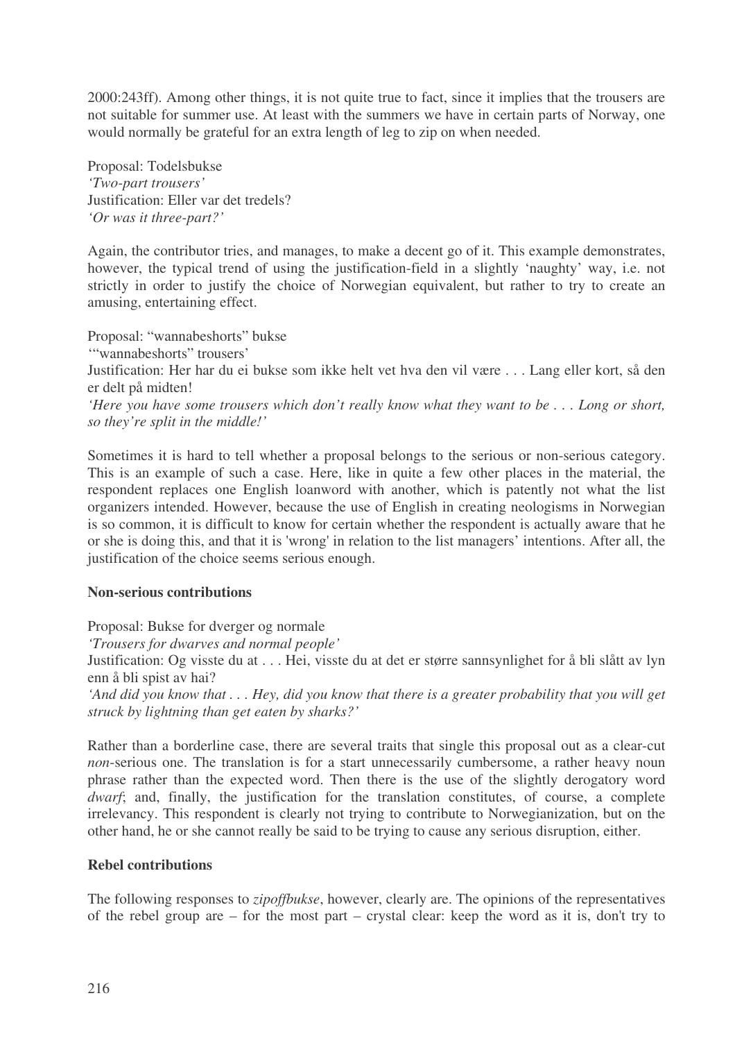2000:243ff). Among other things, it is not quite true to fact, since it implies that the trousers are not suitable for summer use. At least with the summers we have in certain parts of Norway, one would normally be grateful for an extra length of leg to zip on when needed.

Proposal: Todelsbukse
*'Two-part trousers'*
Justification: Eller var det tredels?
*'Or was it three-part?'*

Again, the contributor tries, and manages, to make a decent go of it. This example demonstrates, however, the typical trend of using the justification-field in a slightly 'naughty' way, i.e. not strictly in order to justify the choice of Norwegian equivalent, but rather to try to create an amusing, entertaining effect.

Proposal: "wannabeshorts" bukse
'"wannabeshorts" trousers'
Justification: Her har du ei bukse som ikke helt vet hva den vil være . . . Lang eller kort, så den er delt på midten!
*'Here you have some trousers which don't really know what they want to be . . . Long or short, so they're split in the middle!'*

Sometimes it is hard to tell whether a proposal belongs to the serious or non-serious category. This is an example of such a case. Here, like in quite a few other places in the material, the respondent replaces one English loanword with another, which is patently not what the list organizers intended. However, because the use of English in creating neologisms in Norwegian is so common, it is difficult to know for certain whether the respondent is actually aware that he or she is doing this, and that it is 'wrong' in relation to the list managers' intentions. After all, the justification of the choice seems serious enough.

**Non-serious contributions**

Proposal: Bukse for dverger og normale
*'Trousers for dwarves and normal people'*
Justification: Og visste du at . . . Hei, visste du at det er større sannsynlighet for å bli slått av lyn enn å bli spist av hai?
*'And did you know that . . . Hey, did you know that there is a greater probability that you will get struck by lightning than get eaten by sharks?'*

Rather than a borderline case, there are several traits that single this proposal out as a clear-cut *non*-serious one. The translation is for a start unnecessarily cumbersome, a rather heavy noun phrase rather than the expected word. Then there is the use of the slightly derogatory word *dwarf*; and, finally, the justification for the translation constitutes, of course, a complete irrelevancy. This respondent is clearly not trying to contribute to Norwegianization, but on the other hand, he or she cannot really be said to be trying to cause any serious disruption, either.

**Rebel contributions**

The following responses to *zipoffbukse*, however, clearly are. The opinions of the representatives of the rebel group are – for the most part – crystal clear: keep the word as it is, don't try to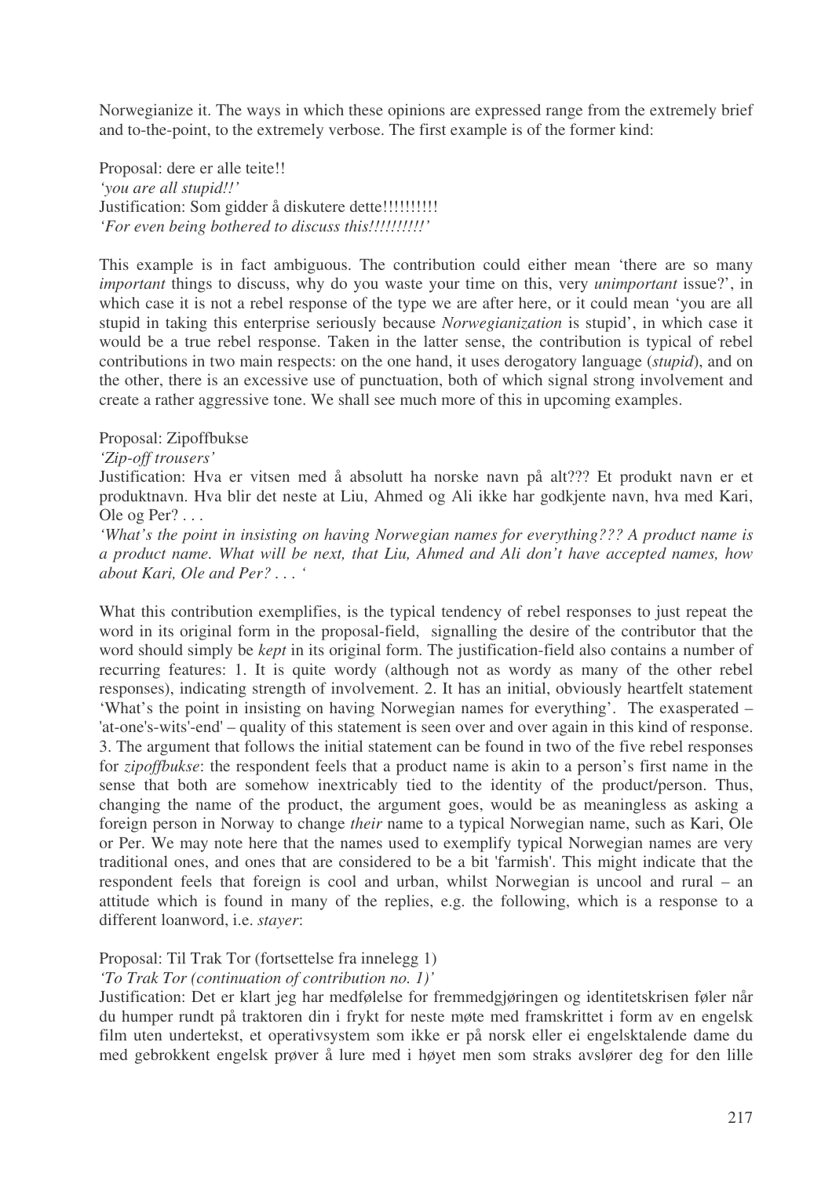Norwegianize it. The ways in which these opinions are expressed range from the extremely brief and to-the-point, to the extremely verbose. The first example is of the former kind:

Proposal: dere er alle teite!!
*'you are all stupid!!'*
Justification: Som gidder å diskutere dette!!!!!!!!!!
*'For even being bothered to discuss this!!!!!!!!!!'*

This example is in fact ambiguous. The contribution could either mean 'there are so many *important* things to discuss, why do you waste your time on this, very *unimportant* issue?', in which case it is not a rebel response of the type we are after here, or it could mean 'you are all stupid in taking this enterprise seriously because *Norwegianization* is stupid', in which case it would be a true rebel response. Taken in the latter sense, the contribution is typical of rebel contributions in two main respects: on the one hand, it uses derogatory language (*stupid*), and on the other, there is an excessive use of punctuation, both of which signal strong involvement and create a rather aggressive tone. We shall see much more of this in upcoming examples.

Proposal: Zipoffbukse
*'Zip-off trousers'*
Justification: Hva er vitsen med å absolutt ha norske navn på alt??? Et produkt navn er et produktnavn. Hva blir det neste at Liu, Ahmed og Ali ikke har godkjente navn, hva med Kari, Ole og Per? . . .
*'What's the point in insisting on having Norwegian names for everything??? A product name is a product name. What will be next, that Liu, Ahmed and Ali don't have accepted names, how about Kari, Ole and Per? . . . '*

What this contribution exemplifies, is the typical tendency of rebel responses to just repeat the word in its original form in the proposal-field, signalling the desire of the contributor that the word should simply be *kept* in its original form. The justification-field also contains a number of recurring features: 1. It is quite wordy (although not as wordy as many of the other rebel responses), indicating strength of involvement. 2. It has an initial, obviously heartfelt statement 'What's the point in insisting on having Norwegian names for everything'. The exasperated – 'at-one's-wits'-end' – quality of this statement is seen over and over again in this kind of response. 3. The argument that follows the initial statement can be found in two of the five rebel responses for *zipoffbukse*: the respondent feels that a product name is akin to a person's first name in the sense that both are somehow inextricably tied to the identity of the product/person. Thus, changing the name of the product, the argument goes, would be as meaningless as asking a foreign person in Norway to change *their* name to a typical Norwegian name, such as Kari, Ole or Per. We may note here that the names used to exemplify typical Norwegian names are very traditional ones, and ones that are considered to be a bit 'farmish'. This might indicate that the respondent feels that foreign is cool and urban, whilst Norwegian is uncool and rural – an attitude which is found in many of the replies, e.g. the following, which is a response to a different loanword, i.e. *stayer*:

Proposal: Til Trak Tor (fortsettelse fra innelegg 1)
*'To Trak Tor (continuation of contribution no. 1)'*
Justification: Det er klart jeg har medfølelse for fremmedgjøringen og identitetskrisen føler når du humper rundt på traktoren din i frykt for neste møte med framskrittet i form av en engelsk film uten undertekst, et operativsystem som ikke er på norsk eller ei engelsktalende dame du med gebrokkent engelsk prøver å lure med i høyet men som straks avslører deg for den lille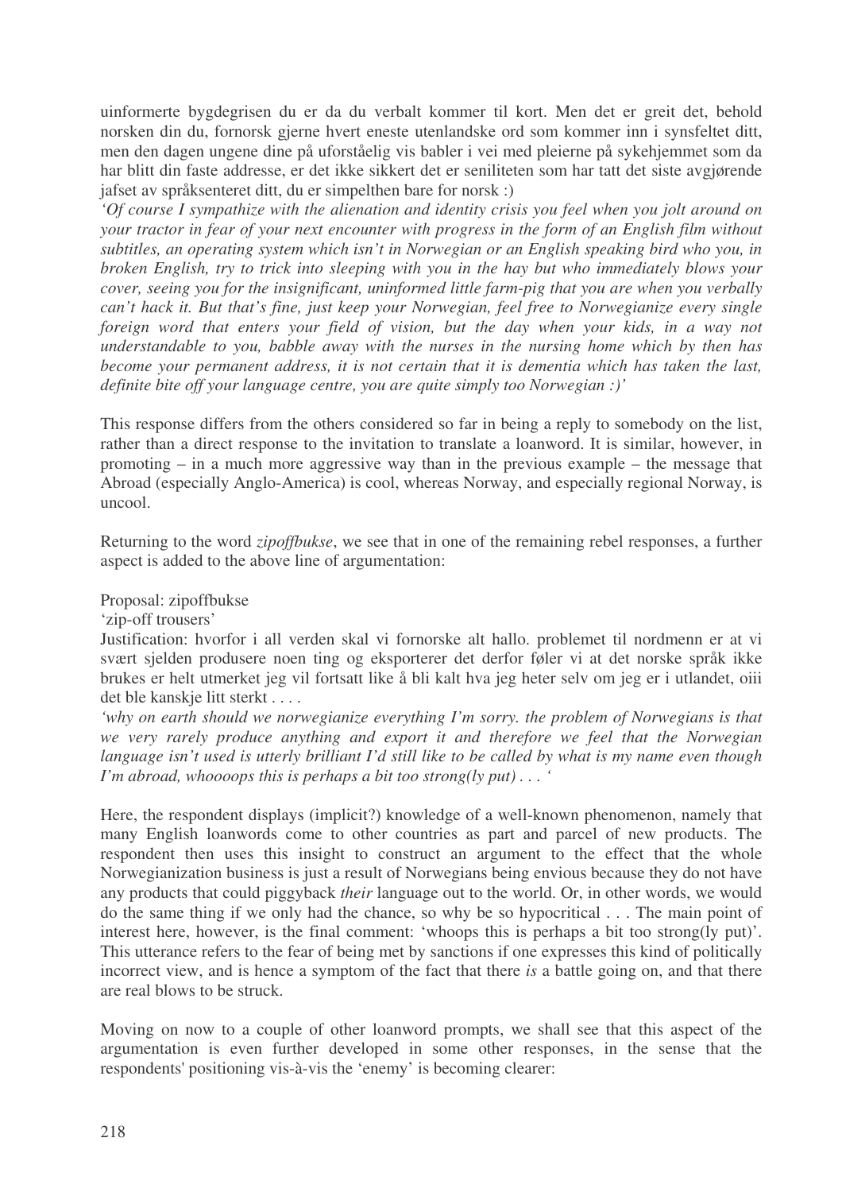uinformerte bygdegrisen du er da du verbalt kommer til kort. Men det er greit det, behold norsken din du, fornorsk gjerne hvert eneste utenlandske ord som kommer inn i synsfeltet ditt, men den dagen ungene dine på uforståelig vis babler i vei med pleierne på sykehjemmet som da har blitt din faste addresse, er det ikke sikkert det er seniliteten som har tatt det siste avgjørende jafset av språksenteret ditt, du er simpelthen bare for norsk :)

*'Of course I sympathize with the alienation and identity crisis you feel when you jolt around on your tractor in fear of your next encounter with progress in the form of an English film without subtitles, an operating system which isn't in Norwegian or an English speaking bird who you, in broken English, try to trick into sleeping with you in the hay but who immediately blows your cover, seeing you for the insignificant, uninformed little farm-pig that you are when you verbally can't hack it. But that's fine, just keep your Norwegian, feel free to Norwegianize every single foreign word that enters your field of vision, but the day when your kids, in a way not understandable to you, babble away with the nurses in the nursing home which by then has become your permanent address, it is not certain that it is dementia which has taken the last, definite bite off your language centre, you are quite simply too Norwegian :)'*

This response differs from the others considered so far in being a reply to somebody on the list, rather than a direct response to the invitation to translate a loanword. It is similar, however, in promoting – in a much more aggressive way than in the previous example – the message that Abroad (especially Anglo-America) is cool, whereas Norway, and especially regional Norway, is uncool.

Returning to the word *zipoffbukse*, we see that in one of the remaining rebel responses, a further aspect is added to the above line of argumentation:

Proposal: zipoffbukse
'zip-off trousers'
Justification: hvorfor i all verden skal vi fornorske alt hallo. problemet til nordmenn er at vi svært sjelden produsere noen ting og eksporterer det derfor føler vi at det norske språk ikke brukes er helt utmerket jeg vil fortsatt like å bli kalt hva jeg heter selv om jeg er i utlandet, oiii det ble kanskje litt sterkt . . . .
*'why on earth should we norwegianize everything I'm sorry. the problem of Norwegians is that we very rarely produce anything and export it and therefore we feel that the Norwegian language isn't used is utterly brilliant I'd still like to be called by what is my name even though I'm abroad, whooops this is perhaps a bit too strong(ly put) . . . '*

Here, the respondent displays (implicit?) knowledge of a well-known phenomenon, namely that many English loanwords come to other countries as part and parcel of new products. The respondent then uses this insight to construct an argument to the effect that the whole Norwegianization business is just a result of Norwegians being envious because they do not have any products that could piggyback *their* language out to the world. Or, in other words, we would do the same thing if we only had the chance, so why be so hypocritical . . . The main point of interest here, however, is the final comment: 'whoops this is perhaps a bit too strong(ly put)'. This utterance refers to the fear of being met by sanctions if one expresses this kind of politically incorrect view, and is hence a symptom of the fact that there *is* a battle going on, and that there are real blows to be struck.

Moving on now to a couple of other loanword prompts, we shall see that this aspect of the argumentation is even further developed in some other responses, in the sense that the respondents' positioning vis-à-vis the 'enemy' is becoming clearer: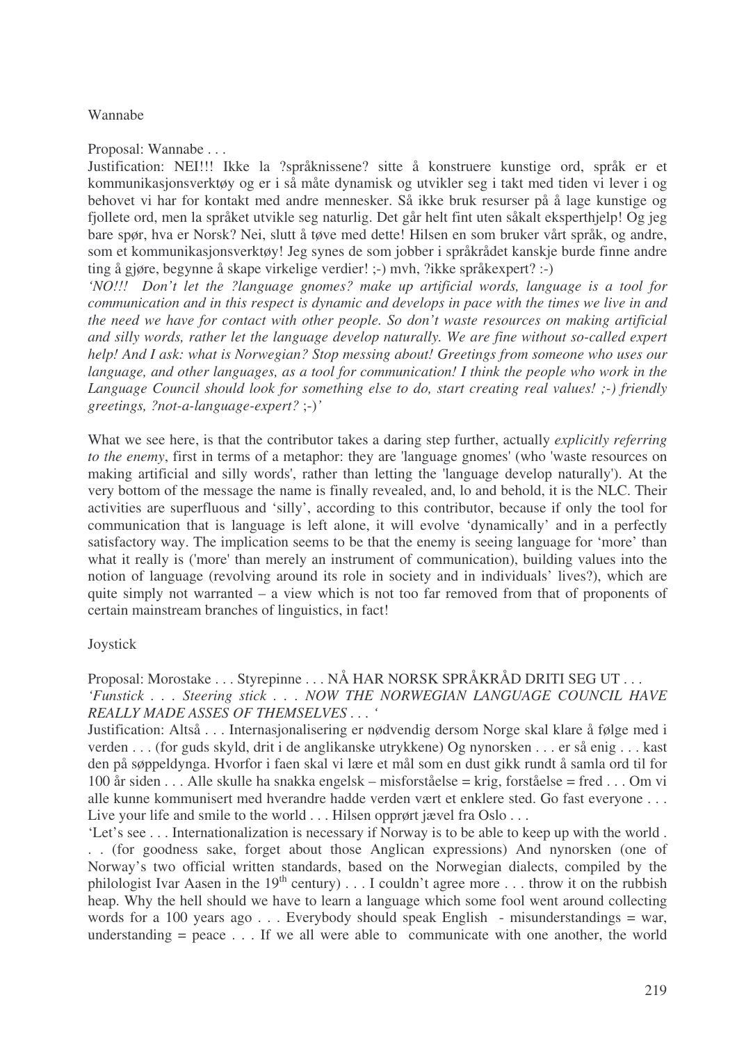Wannabe

Proposal: Wannabe . . .

Justification: NEI!!! Ikke la ?språknissene? sitte å konstruere kunstige ord, språk er et kommunikasjonsverktøy og er i så måte dynamisk og utvikler seg i takt med tiden vi lever i og behovet vi har for kontakt med andre mennesker. Så ikke bruk resurser på å lage kunstige og fjollete ord, men la språket utvikle seg naturlig. Det går helt fint uten såkalt eksperthjelp! Og jeg bare spør, hva er Norsk? Nei, slutt å tøve med dette! Hilsen en som bruker vårt språk, og andre, som et kommunikasjonsverktøy! Jeg synes de som jobber i språkrådet kanskje burde finne andre ting å gjøre, begynne å skape virkelige verdier! ;-) mvh, ?ikke språkekspert? :-)

*'NO!!! Don't let the ?language gnomes? make up artificial words, language is a tool for communication and in this respect is dynamic and develops in pace with the times we live in and the need we have for contact with other people. So don't waste resources on making artificial and silly words, rather let the language develop naturally. We are fine without so-called expert help! And I ask: what is Norwegian? Stop messing about! Greetings from someone who uses our language, and other languages, as a tool for communication! I think the people who work in the Language Council should look for something else to do, start creating real values! ;-) friendly greetings, ?not-a-language-expert?* ;-)*'*

What we see here, is that the contributor takes a daring step further, actually *explicitly referring to the enemy*, first in terms of a metaphor: they are 'language gnomes' (who 'waste resources on making artificial and silly words', rather than letting the 'language develop naturally'). At the very bottom of the message the name is finally revealed, and, lo and behold, it is the NLC. Their activities are superfluous and 'silly', according to this contributor, because if only the tool for communication that is language is left alone, it will evolve 'dynamically' and in a perfectly satisfactory way. The implication seems to be that the enemy is seeing language for 'more' than what it really is ('more' than merely an instrument of communication), building values into the notion of language (revolving around its role in society and in individuals' lives?), which are quite simply not warranted – a view which is not too far removed from that of proponents of certain mainstream branches of linguistics, in fact!

Joystick

Proposal: Morostake . . . Styrepinne . . . NÅ HAR NORSK SPRÅKRÅD DRITI SEG UT . . .
*'Funstick . . . Steering stick . . . NOW THE NORWEGIAN LANGUAGE COUNCIL HAVE REALLY MADE ASSES OF THEMSELVES . . . '*

Justification: Altså . . . Internasjonalisering er nødvendig dersom Norge skal klare å følge med i verden . . . (for guds skyld, drit i de anglikanske utrykkene) Og nynorsken . . . er så enig . . . kast den på søppeldynga. Hvorfor i faen skal vi lære et mål som en dust gikk rundt å samla ord til for 100 år siden . . . Alle skulle ha snakka engelsk – misforståelse = krig, forståelse = fred . . . Om vi alle kunne kommunisert med hverandre hadde verden vært et enklere sted. Go fast everyone . . . Live your life and smile to the world . . . Hilsen opprørt jævel fra Oslo . . .

'Let's see . . . Internationalization is necessary if Norway is to be able to keep up with the world . . . (for goodness sake, forget about those Anglican expressions) And nynorsken (one of Norway's two official written standards, based on the Norwegian dialects, compiled by the philologist Ivar Aasen in the 19th century) . . . I couldn't agree more . . . throw it on the rubbish heap. Why the hell should we have to learn a language which some fool went around collecting words for a 100 years ago . . . Everybody should speak English - misunderstandings = war, understanding = peace . . . If we all were able to communicate with one another, the world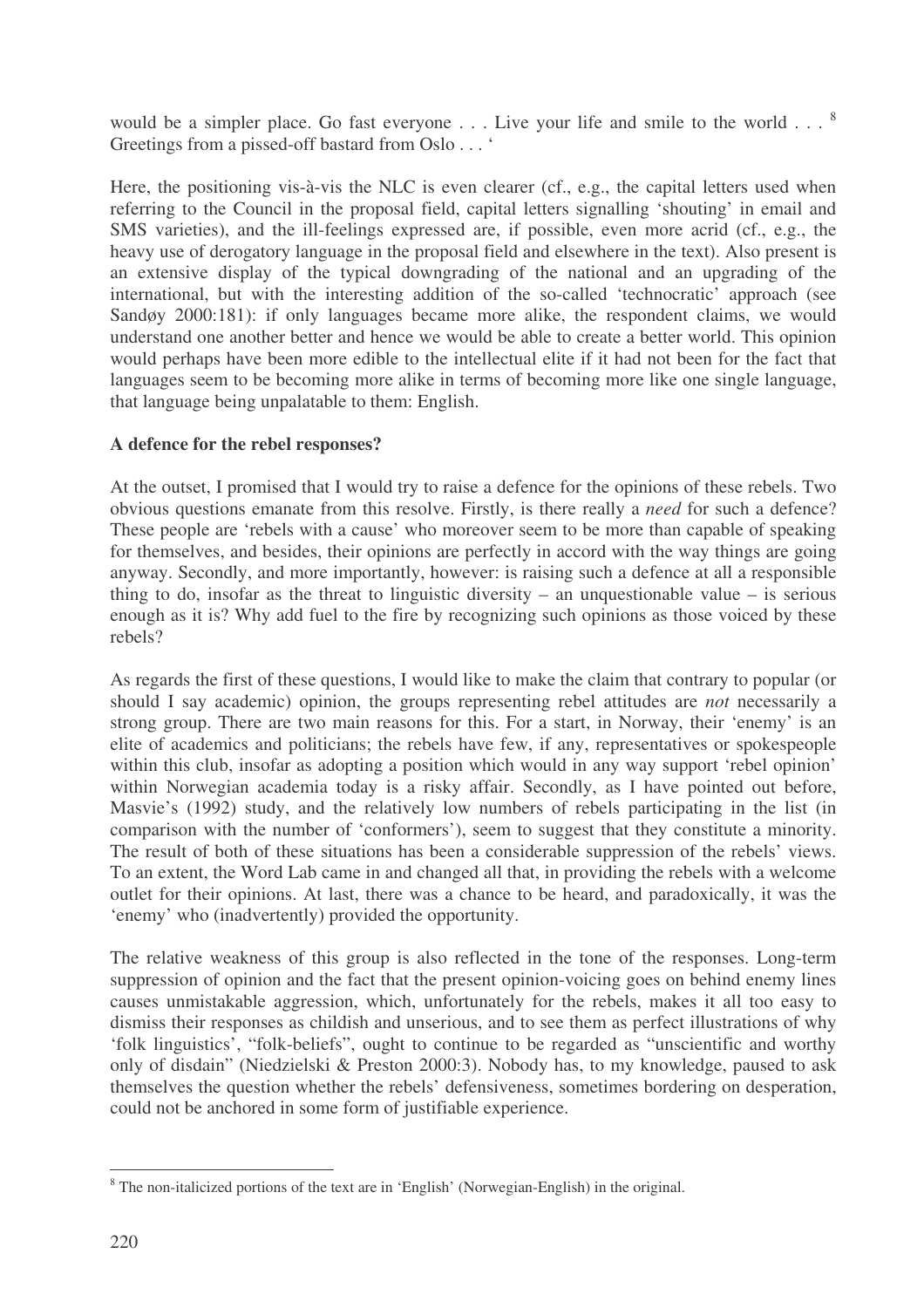would be a simpler place. Go fast everyone . . . Live your life and smile to the world . . . [8] Greetings from a pissed-off bastard from Oslo . . . '

Here, the positioning vis-à-vis the NLC is even clearer (cf., e.g., the capital letters used when referring to the Council in the proposal field, capital letters signalling 'shouting' in email and SMS varieties), and the ill-feelings expressed are, if possible, even more acrid (cf., e.g., the heavy use of derogatory language in the proposal field and elsewhere in the text). Also present is an extensive display of the typical downgrading of the national and an upgrading of the international, but with the interesting addition of the so-called 'technocratic' approach (see Sandøy 2000:181): if only languages became more alike, the respondent claims, we would understand one another better and hence we would be able to create a better world. This opinion would perhaps have been more edible to the intellectual elite if it had not been for the fact that languages seem to be becoming more alike in terms of becoming more like one single language, that language being unpalatable to them: English.

**A defence for the rebel responses?**

At the outset, I promised that I would try to raise a defence for the opinions of these rebels. Two obvious questions emanate from this resolve. Firstly, is there really a *need* for such a defence? These people are 'rebels with a cause' who moreover seem to be more than capable of speaking for themselves, and besides, their opinions are perfectly in accord with the way things are going anyway. Secondly, and more importantly, however: is raising such a defence at all a responsible thing to do, insofar as the threat to linguistic diversity – an unquestionable value – is serious enough as it is? Why add fuel to the fire by recognizing such opinions as those voiced by these rebels?

As regards the first of these questions, I would like to make the claim that contrary to popular (or should I say academic) opinion, the groups representing rebel attitudes are *not* necessarily a strong group. There are two main reasons for this. For a start, in Norway, their 'enemy' is an elite of academics and politicians; the rebels have few, if any, representatives or spokespeople within this club, insofar as adopting a position which would in any way support 'rebel opinion' within Norwegian academia today is a risky affair. Secondly, as I have pointed out before, Masvie's (1992) study, and the relatively low numbers of rebels participating in the list (in comparison with the number of 'conformers'), seem to suggest that they constitute a minority. The result of both of these situations has been a considerable suppression of the rebels' views. To an extent, the Word Lab came in and changed all that, in providing the rebels with a welcome outlet for their opinions. At last, there was a chance to be heard, and paradoxically, it was the 'enemy' who (inadvertently) provided the opportunity.

The relative weakness of this group is also reflected in the tone of the responses. Long-term suppression of opinion and the fact that the present opinion-voicing goes on behind enemy lines causes unmistakable aggression, which, unfortunately for the rebels, makes it all too easy to dismiss their responses as childish and unserious, and to see them as perfect illustrations of why 'folk linguistics', "folk-beliefs", ought to continue to be regarded as "unscientific and worthy only of disdain" (Niedzielski & Preston 2000:3). Nobody has, to my knowledge, paused to ask themselves the question whether the rebels' defensiveness, sometimes bordering on desperation, could not be anchored in some form of justifiable experience.

[8] The non-italicized portions of the text are in 'English' (Norwegian-English) in the original.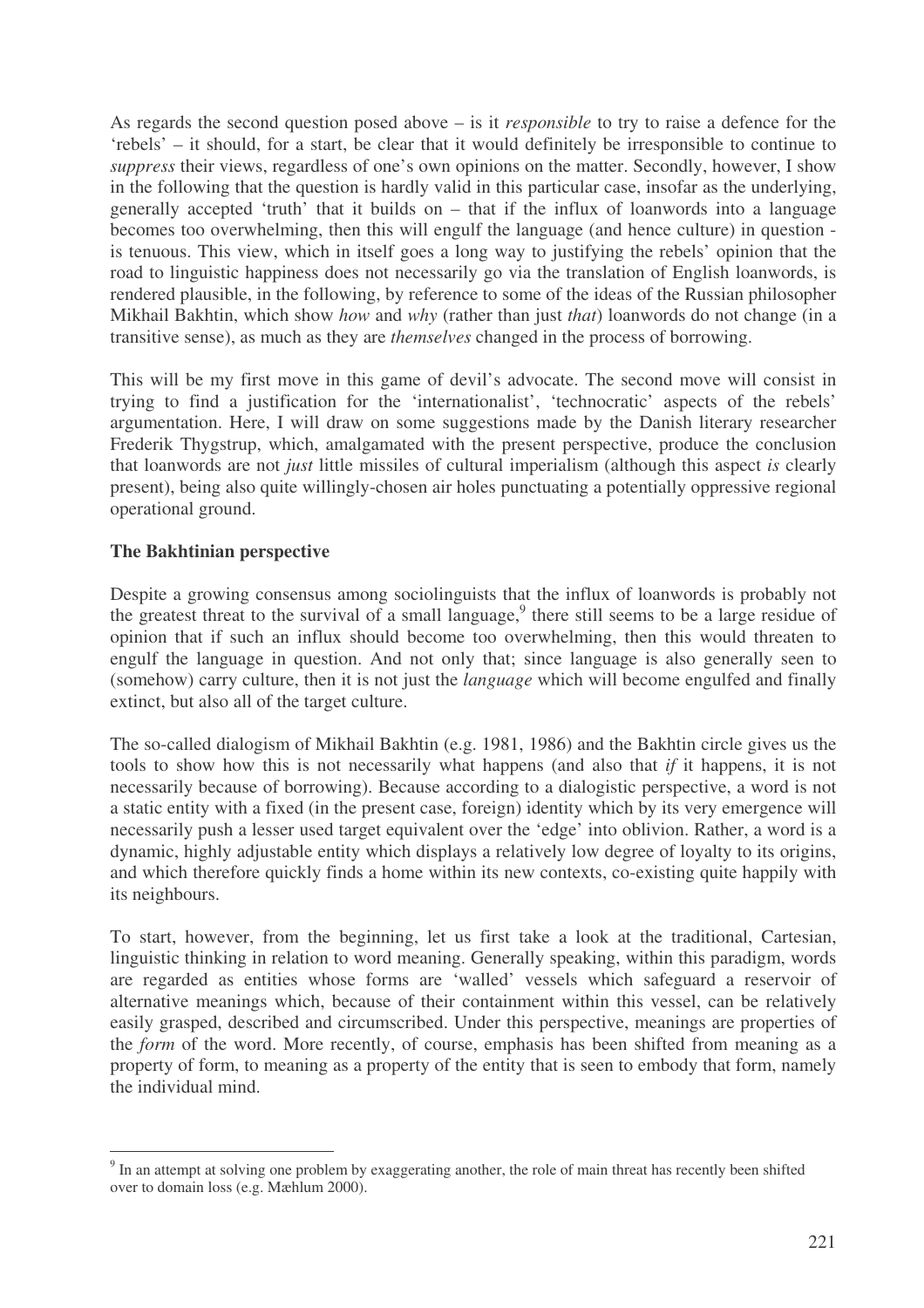As regards the second question posed above – is it *responsible* to try to raise a defence for the 'rebels' – it should, for a start, be clear that it would definitely be irresponsible to continue to *suppress* their views, regardless of one's own opinions on the matter. Secondly, however, I show in the following that the question is hardly valid in this particular case, insofar as the underlying, generally accepted 'truth' that it builds on – that if the influx of loanwords into a language becomes too overwhelming, then this will engulf the language (and hence culture) in question - is tenuous. This view, which in itself goes a long way to justifying the rebels' opinion that the road to linguistic happiness does not necessarily go via the translation of English loanwords, is rendered plausible, in the following, by reference to some of the ideas of the Russian philosopher Mikhail Bakhtin, which show *how* and *why* (rather than just *that*) loanwords do not change (in a transitive sense), as much as they are *themselves* changed in the process of borrowing.

This will be my first move in this game of devil's advocate. The second move will consist in trying to find a justification for the 'internationalist', 'technocratic' aspects of the rebels' argumentation. Here, I will draw on some suggestions made by the Danish literary researcher Frederik Thygstrup, which, amalgamated with the present perspective, produce the conclusion that loanwords are not *just* little missiles of cultural imperialism (although this aspect *is* clearly present), being also quite willingly-chosen air holes punctuating a potentially oppressive regional operational ground.

**The Bakhtinian perspective**

Despite a growing consensus among sociolinguists that the influx of loanwords is probably not the greatest threat to the survival of a small language,[9] there still seems to be a large residue of opinion that if such an influx should become too overwhelming, then this would threaten to engulf the language in question. And not only that; since language is also generally seen to (somehow) carry culture, then it is not just the *language* which will become engulfed and finally extinct, but also all of the target culture.

The so-called dialogism of Mikhail Bakhtin (e.g. 1981, 1986) and the Bakhtin circle gives us the tools to show how this is not necessarily what happens (and also that *if* it happens, it is not necessarily because of borrowing). Because according to a dialogistic perspective, a word is not a static entity with a fixed (in the present case, foreign) identity which by its very emergence will necessarily push a lesser used target equivalent over the 'edge' into oblivion. Rather, a word is a dynamic, highly adjustable entity which displays a relatively low degree of loyalty to its origins, and which therefore quickly finds a home within its new contexts, co-existing quite happily with its neighbours.

To start, however, from the beginning, let us first take a look at the traditional, Cartesian, linguistic thinking in relation to word meaning. Generally speaking, within this paradigm, words are regarded as entities whose forms are 'walled' vessels which safeguard a reservoir of alternative meanings which, because of their containment within this vessel, can be relatively easily grasped, described and circumscribed. Under this perspective, meanings are properties of the *form* of the word. More recently, of course, emphasis has been shifted from meaning as a property of form, to meaning as a property of the entity that is seen to embody that form, namely the individual mind.

[9] In an attempt at solving one problem by exaggerating another, the role of main threat has recently been shifted over to domain loss (e.g. Mæhlum 2000).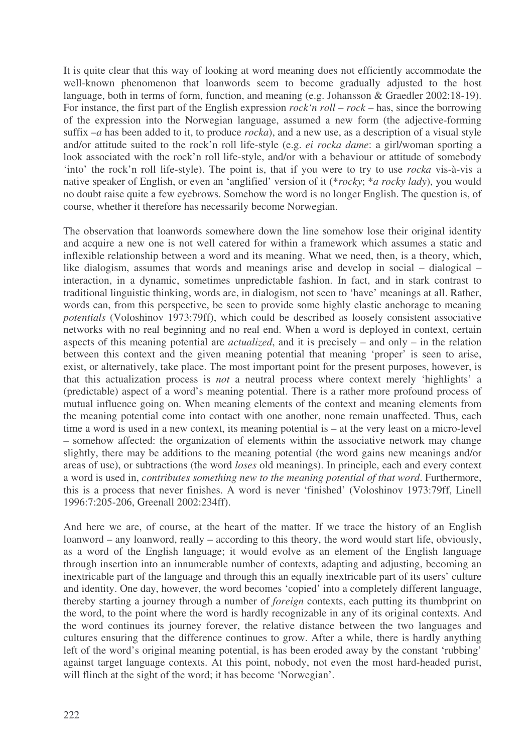It is quite clear that this way of looking at word meaning does not efficiently accommodate the well-known phenomenon that loanwords seem to become gradually adjusted to the host language, both in terms of form, function, and meaning (e.g. Johansson & Graedler 2002:18-19). For instance, the first part of the English expression *rock'n roll* – *rock* – has, since the borrowing of the expression into the Norwegian language, assumed a new form (the adjective-forming suffix –*a* has been added to it, to produce *rocka*), and a new use, as a description of a visual style and/or attitude suited to the rock'n roll life-style (e.g. *ei rocka dame*: a girl/woman sporting a look associated with the rock'n roll life-style, and/or with a behaviour or attitude of somebody 'into' the rock'n roll life-style). The point is, that if you were to try to use *rocka* vis-à-vis a native speaker of English, or even an 'anglified' version of it (\**rocky*; \**a rocky lady*), you would no doubt raise quite a few eyebrows. Somehow the word is no longer English. The question is, of course, whether it therefore has necessarily become Norwegian.

The observation that loanwords somewhere down the line somehow lose their original identity and acquire a new one is not well catered for within a framework which assumes a static and inflexible relationship between a word and its meaning. What we need, then, is a theory, which, like dialogism, assumes that words and meanings arise and develop in social – dialogical – interaction, in a dynamic, sometimes unpredictable fashion. In fact, and in stark contrast to traditional linguistic thinking, words are, in dialogism, not seen to 'have' meanings at all. Rather, words can, from this perspective, be seen to provide some highly elastic anchorage to meaning *potentials* (Voloshinov 1973:79ff), which could be described as loosely consistent associative networks with no real beginning and no real end. When a word is deployed in context, certain aspects of this meaning potential are *actualized*, and it is precisely – and only – in the relation between this context and the given meaning potential that meaning 'proper' is seen to arise, exist, or alternatively, take place. The most important point for the present purposes, however, is that this actualization process is *not* a neutral process where context merely 'highlights' a (predictable) aspect of a word's meaning potential. There is a rather more profound process of mutual influence going on. When meaning elements of the context and meaning elements from the meaning potential come into contact with one another, none remain unaffected. Thus, each time a word is used in a new context, its meaning potential is – at the very least on a micro-level – somehow affected: the organization of elements within the associative network may change slightly, there may be additions to the meaning potential (the word gains new meanings and/or areas of use), or subtractions (the word *loses* old meanings). In principle, each and every context a word is used in, *contributes something new to the meaning potential of that word*. Furthermore, this is a process that never finishes. A word is never 'finished' (Voloshinov 1973:79ff, Linell 1996:7:205-206, Greenall 2002:234ff).

And here we are, of course, at the heart of the matter. If we trace the history of an English loanword – any loanword, really – according to this theory, the word would start life, obviously, as a word of the English language; it would evolve as an element of the English language through insertion into an innumerable number of contexts, adapting and adjusting, becoming an inextricable part of the language and through this an equally inextricable part of its users' culture and identity. One day, however, the word becomes 'copied' into a completely different language, thereby starting a journey through a number of *foreign* contexts, each putting its thumbprint on the word, to the point where the word is hardly recognizable in any of its original contexts. And the word continues its journey forever, the relative distance between the two languages and cultures ensuring that the difference continues to grow. After a while, there is hardly anything left of the word's original meaning potential, is has been eroded away by the constant 'rubbing' against target language contexts. At this point, nobody, not even the most hard-headed purist, will flinch at the sight of the word; it has become 'Norwegian'.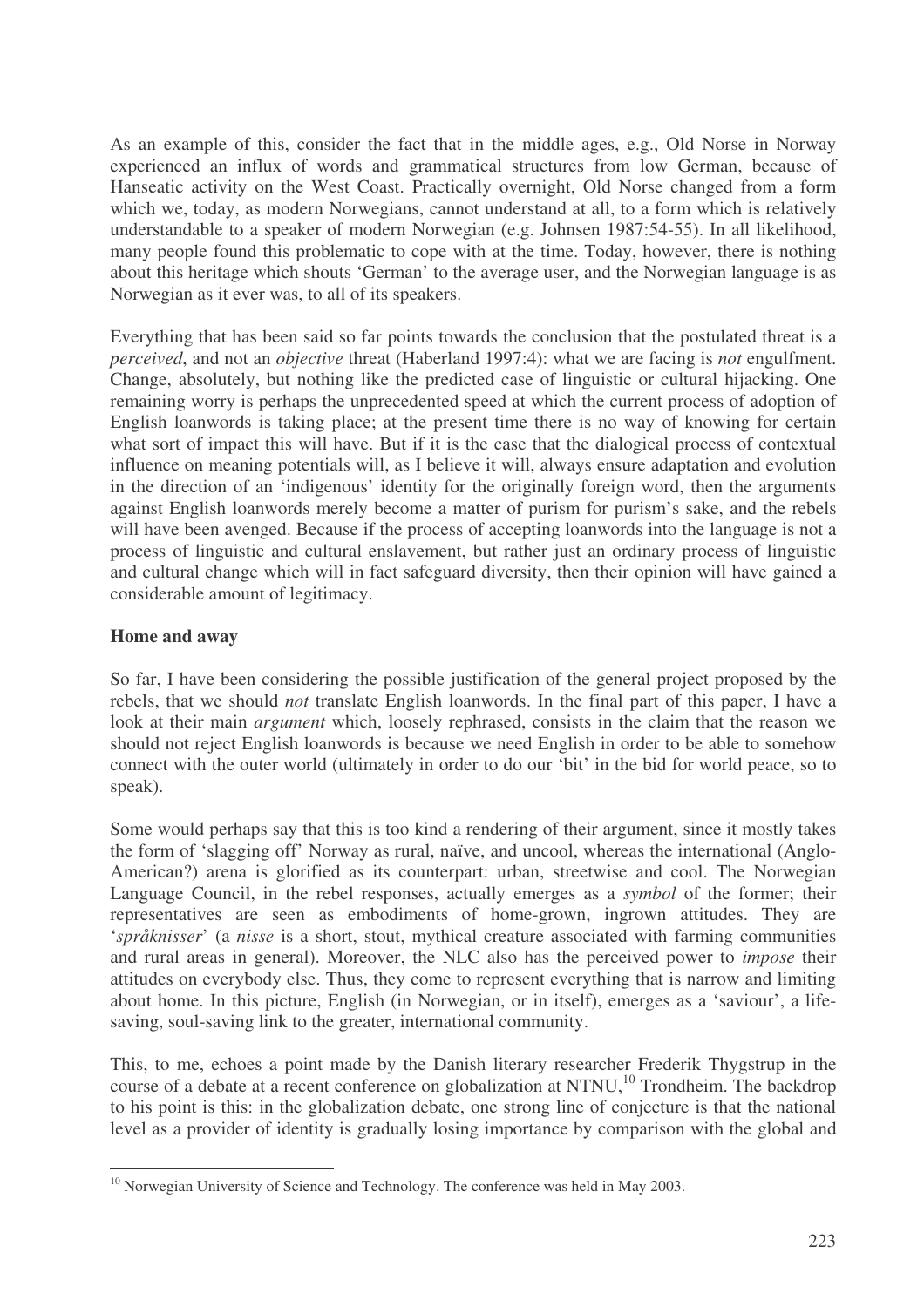As an example of this, consider the fact that in the middle ages, e.g., Old Norse in Norway experienced an influx of words and grammatical structures from low German, because of Hanseatic activity on the West Coast. Practically overnight, Old Norse changed from a form which we, today, as modern Norwegians, cannot understand at all, to a form which is relatively understandable to a speaker of modern Norwegian (e.g. Johnsen 1987:54-55). In all likelihood, many people found this problematic to cope with at the time. Today, however, there is nothing about this heritage which shouts 'German' to the average user, and the Norwegian language is as Norwegian as it ever was, to all of its speakers.

Everything that has been said so far points towards the conclusion that the postulated threat is a *perceived*, and not an *objective* threat (Haberland 1997:4): what we are facing is *not* engulfment. Change, absolutely, but nothing like the predicted case of linguistic or cultural hijacking. One remaining worry is perhaps the unprecedented speed at which the current process of adoption of English loanwords is taking place; at the present time there is no way of knowing for certain what sort of impact this will have. But if it is the case that the dialogical process of contextual influence on meaning potentials will, as I believe it will, always ensure adaptation and evolution in the direction of an 'indigenous' identity for the originally foreign word, then the arguments against English loanwords merely become a matter of purism for purism's sake, and the rebels will have been avenged. Because if the process of accepting loanwords into the language is not a process of linguistic and cultural enslavement, but rather just an ordinary process of linguistic and cultural change which will in fact safeguard diversity, then their opinion will have gained a considerable amount of legitimacy.

**Home and away**

So far, I have been considering the possible justification of the general project proposed by the rebels, that we should *not* translate English loanwords. In the final part of this paper, I have a look at their main *argument* which, loosely rephrased, consists in the claim that the reason we should not reject English loanwords is because we need English in order to be able to somehow connect with the outer world (ultimately in order to do our 'bit' in the bid for world peace, so to speak).

Some would perhaps say that this is too kind a rendering of their argument, since it mostly takes the form of 'slagging off' Norway as rural, naïve, and uncool, whereas the international (Anglo-American?) arena is glorified as its counterpart: urban, streetwise and cool. The Norwegian Language Council, in the rebel responses, actually emerges as a *symbol* of the former; their representatives are seen as embodiments of home-grown, ingrown attitudes. They are '*språknisser*' (a *nisse* is a short, stout, mythical creature associated with farming communities and rural areas in general). Moreover, the NLC also has the perceived power to *impose* their attitudes on everybody else. Thus, they come to represent everything that is narrow and limiting about home. In this picture, English (in Norwegian, or in itself), emerges as a 'saviour', a life-saving, soul-saving link to the greater, international community.

This, to me, echoes a point made by the Danish literary researcher Frederik Thygstrup in the course of a debate at a recent conference on globalization at NTNU,[10] Trondheim. The backdrop to his point is this: in the globalization debate, one strong line of conjecture is that the national level as a provider of identity is gradually losing importance by comparison with the global and

[10] Norwegian University of Science and Technology. The conference was held in May 2003.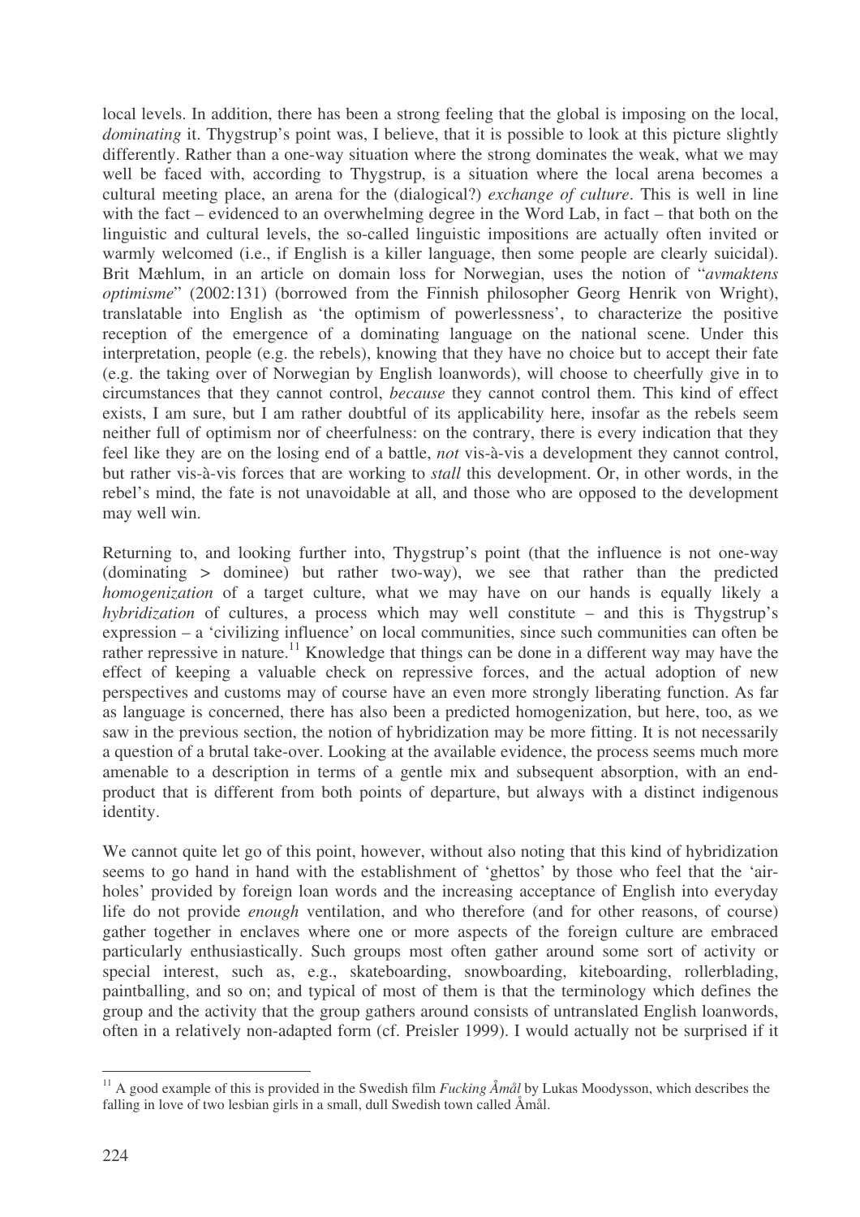local levels. In addition, there has been a strong feeling that the global is imposing on the local, *dominating* it. Thygstrup's point was, I believe, that it is possible to look at this picture slightly differently. Rather than a one-way situation where the strong dominates the weak, what we may well be faced with, according to Thygstrup, is a situation where the local arena becomes a cultural meeting place, an arena for the (dialogical?) *exchange of culture*. This is well in line with the fact – evidenced to an overwhelming degree in the Word Lab, in fact – that both on the linguistic and cultural levels, the so-called linguistic impositions are actually often invited or warmly welcomed (i.e., if English is a killer language, then some people are clearly suicidal). Brit Mæhlum, in an article on domain loss for Norwegian, uses the notion of "*avmaktens optimisme*" (2002:131) (borrowed from the Finnish philosopher Georg Henrik von Wright), translatable into English as 'the optimism of powerlessness', to characterize the positive reception of the emergence of a dominating language on the national scene. Under this interpretation, people (e.g. the rebels), knowing that they have no choice but to accept their fate (e.g. the taking over of Norwegian by English loanwords), will choose to cheerfully give in to circumstances that they cannot control, *because* they cannot control them. This kind of effect exists, I am sure, but I am rather doubtful of its applicability here, insofar as the rebels seem neither full of optimism nor of cheerfulness: on the contrary, there is every indication that they feel like they are on the losing end of a battle, *not* vis-à-vis a development they cannot control, but rather vis-à-vis forces that are working to *stall* this development. Or, in other words, in the rebel's mind, the fate is not unavoidable at all, and those who are opposed to the development may well win.

Returning to, and looking further into, Thygstrup's point (that the influence is not one-way (dominating > dominee) but rather two-way), we see that rather than the predicted *homogenization* of a target culture, what we may have on our hands is equally likely a *hybridization* of cultures, a process which may well constitute – and this is Thygstrup's expression – a 'civilizing influence' on local communities, since such communities can often be rather repressive in nature.[11] Knowledge that things can be done in a different way may have the effect of keeping a valuable check on repressive forces, and the actual adoption of new perspectives and customs may of course have an even more strongly liberating function. As far as language is concerned, there has also been a predicted homogenization, but here, too, as we saw in the previous section, the notion of hybridization may be more fitting. It is not necessarily a question of a brutal take-over. Looking at the available evidence, the process seems much more amenable to a description in terms of a gentle mix and subsequent absorption, with an end-product that is different from both points of departure, but always with a distinct indigenous identity.

We cannot quite let go of this point, however, without also noting that this kind of hybridization seems to go hand in hand with the establishment of 'ghettos' by those who feel that the 'air-holes' provided by foreign loan words and the increasing acceptance of English into everyday life do not provide *enough* ventilation, and who therefore (and for other reasons, of course) gather together in enclaves where one or more aspects of the foreign culture are embraced particularly enthusiastically. Such groups most often gather around some sort of activity or special interest, such as, e.g., skateboarding, snowboarding, kiteboarding, rollerblading, paintballing, and so on; and typical of most of them is that the terminology which defines the group and the activity that the group gathers around consists of untranslated English loanwords, often in a relatively non-adapted form (cf. Preisler 1999). I would actually not be surprised if it

---

[11] A good example of this is provided in the Swedish film *Fucking Åmål* by Lukas Moodysson, which describes the falling in love of two lesbian girls in a small, dull Swedish town called Åmål.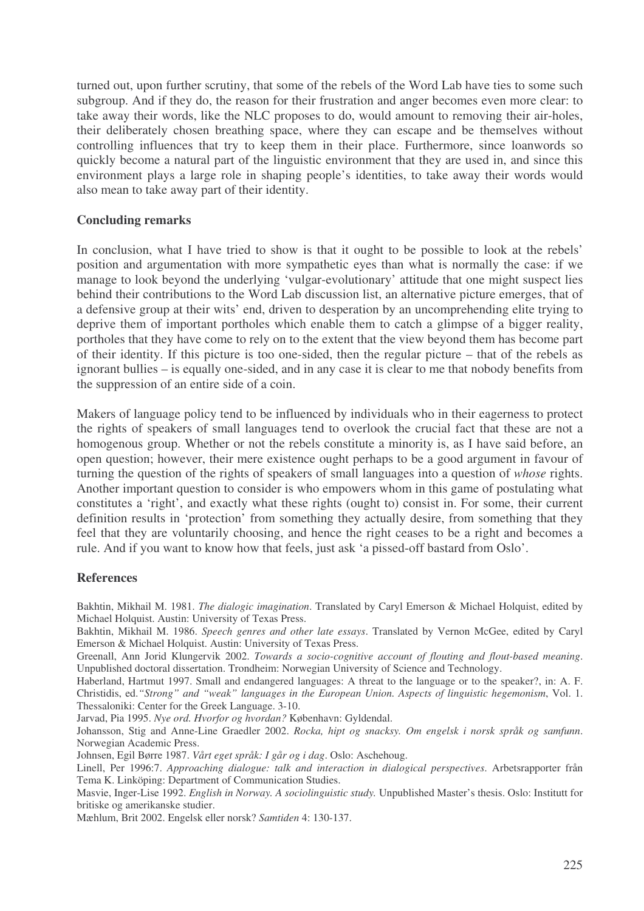turned out, upon further scrutiny, that some of the rebels of the Word Lab have ties to some such subgroup. And if they do, the reason for their frustration and anger becomes even more clear: to take away their words, like the NLC proposes to do, would amount to removing their air-holes, their deliberately chosen breathing space, where they can escape and be themselves without controlling influences that try to keep them in their place. Furthermore, since loanwords so quickly become a natural part of the linguistic environment that they are used in, and since this environment plays a large role in shaping people's identities, to take away their words would also mean to take away part of their identity.

## Concluding remarks

In conclusion, what I have tried to show is that it ought to be possible to look at the rebels' position and argumentation with more sympathetic eyes than what is normally the case: if we manage to look beyond the underlying 'vulgar-evolutionary' attitude that one might suspect lies behind their contributions to the Word Lab discussion list, an alternative picture emerges, that of a defensive group at their wits' end, driven to desperation by an uncomprehending elite trying to deprive them of important portholes which enable them to catch a glimpse of a bigger reality, portholes that they have come to rely on to the extent that the view beyond them has become part of their identity. If this picture is too one-sided, then the regular picture – that of the rebels as ignorant bullies – is equally one-sided, and in any case it is clear to me that nobody benefits from the suppression of an entire side of a coin.

Makers of language policy tend to be influenced by individuals who in their eagerness to protect the rights of speakers of small languages tend to overlook the crucial fact that these are not a homogenous group. Whether or not the rebels constitute a minority is, as I have said before, an open question; however, their mere existence ought perhaps to be a good argument in favour of turning the question of the rights of speakers of small languages into a question of *whose* rights. Another important question to consider is who empowers whom in this game of postulating what constitutes a 'right', and exactly what these rights (ought to) consist in. For some, their current definition results in 'protection' from something they actually desire, from something that they feel that they are voluntarily choosing, and hence the right ceases to be a right and becomes a rule. And if you want to know how that feels, just ask 'a pissed-off bastard from Oslo'.

## References

Bakhtin, Mikhail M. 1981. *The dialogic imagination*. Translated by Caryl Emerson & Michael Holquist, edited by Michael Holquist. Austin: University of Texas Press.

Bakhtin, Mikhail M. 1986. *Speech genres and other late essays*. Translated by Vernon McGee, edited by Caryl Emerson & Michael Holquist. Austin: University of Texas Press.

Greenall, Ann Jorid Klungervik 2002. *Towards a socio-cognitive account of flouting and flout-based meaning*. Unpublished doctoral dissertation. Trondheim: Norwegian University of Science and Technology.

Haberland, Hartmut 1997. Small and endangered languages: A threat to the language or to the speaker?, in: A. F. Christidis, ed.*"Strong" and "weak" languages in the European Union. Aspects of linguistic hegemonism*, Vol. 1. Thessaloniki: Center for the Greek Language. 3-10.

Jarvad, Pia 1995. *Nye ord. Hvorfor og hvordan?* København: Gyldendal.

Johansson, Stig and Anne-Line Graedler 2002. *Rocka, hipt og snacksy. Om engelsk i norsk språk og samfunn*. Norwegian Academic Press.

Johnsen, Egil Børre 1987. *Vårt eget språk: I går og i dag*. Oslo: Aschehoug.

Linell, Per 1996:7. *Approaching dialogue: talk and interaction in dialogical perspectives*. Arbetsrapporter från Tema K. Linköping: Department of Communication Studies.

Masvie, Inger-Lise 1992. *English in Norway. A sociolinguistic study.* Unpublished Master's thesis. Oslo: Institutt for britiske og amerikanske studier.

Mæhlum, Brit 2002. Engelsk eller norsk? *Samtiden* 4: 130-137.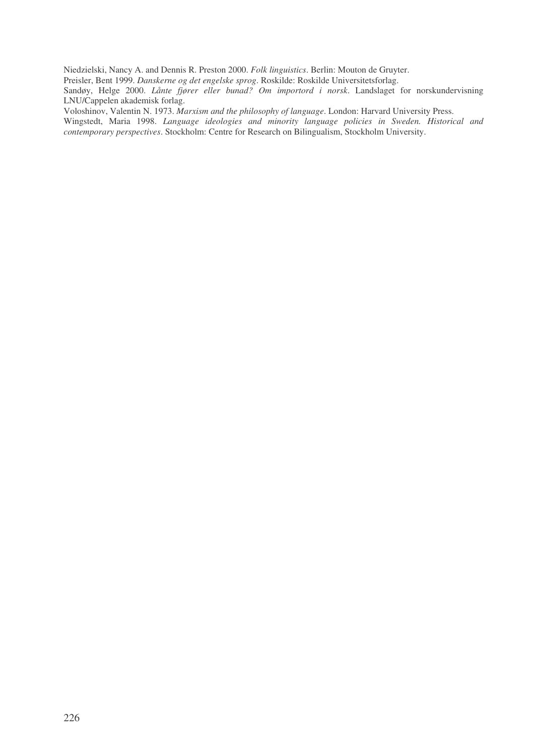Niedzielski, Nancy A. and Dennis R. Preston 2000. *Folk linguistics*. Berlin: Mouton de Gruyter.

Preisler, Bent 1999. *Danskerne og det engelske sprog*. Roskilde: Roskilde Universitetsforlag.

Sandøy, Helge 2000. *Lånte fjører eller bunad? Om importord i norsk*. Landslaget for norskundervisning LNU/Cappelen akademisk forlag.

Voloshinov, Valentin N. 1973. *Marxism and the philosophy of language*. London: Harvard University Press.

Wingstedt, Maria 1998. *Language ideologies and minority language policies in Sweden. Historical and contemporary perspectives*. Stockholm: Centre for Research on Bilingualism, Stockholm University.